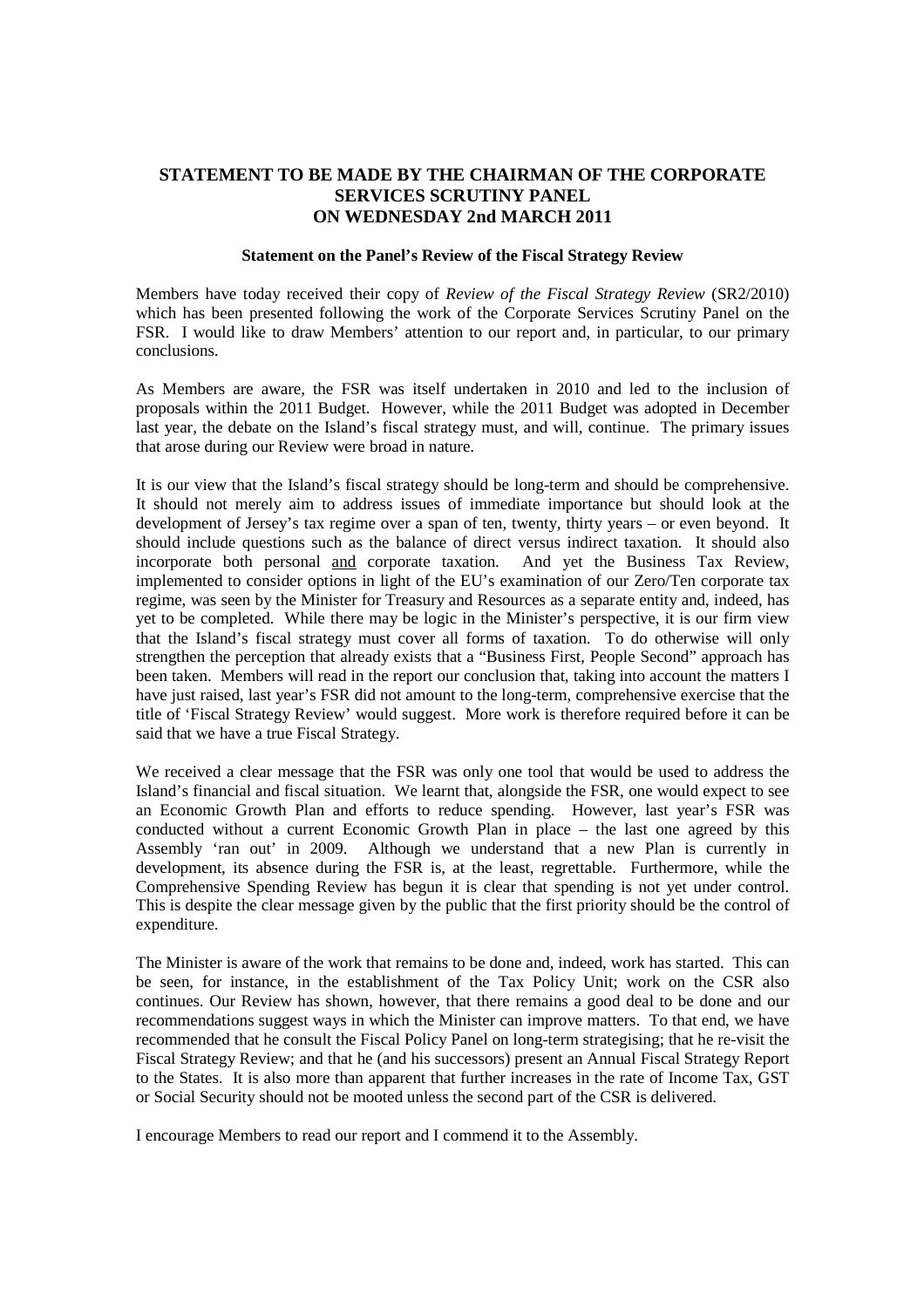# STATEMENT TO BE MADE BY THE CHAIRMAN OF THE CORPORATE SERVICES SCRUTINY PANEL ON WEDNESDAY 2nd MARCH 2011

### Statement on the Panel's Review of the Fiscal Strategy Review

Members have today received their copy of *Review of the Fiscal Strategy Review* (SR2/2010) which has been presented following the work of the Corporate Services Scrutiny Panel on the FSR. I would like to draw Members' attention to our report and, in particular, to our primary conclusions.

As Members are aware, the FSR was itself undertaken in 2010 and led to the inclusion of proposals within the 2011 Budget. However, while the 2011 Budget was adopted in December last year, the debate on the Island's fiscal strategy must, and will, continue. The primary issues that arose during our Review were broad in nature.

It is our view that the Island's fiscal strategy should be long-term and should be comprehensive. It should not merely aim to address issues of immediate importance but should look at the development of Jersey's tax regime over a span of ten, twenty, thirty years – or even beyond. It should include questions such as the balance of direct versus indirect taxation. It should also incorporate both personal and corporate taxation. And yet the Business Tax Review, implemented to consider options in light of the EU's examination of our Zero/Ten corporate tax regime, was seen by the Minister for Treasury and Resources as a separate entity and, indeed, has yet to be completed. While there may be logic in the Minister's perspective, it is our firm view that the Island's fiscal strategy must cover all forms of taxation. To do otherwise will only strengthen the perception that already exists that a "Business First, People Second" approach has been taken. Members will read in the report our conclusion that, taking into account the matters I have just raised, last year's FSR did not amount to the long-term, comprehensive exercise that the title of 'Fiscal Strategy Review' would suggest. More work is therefore required before it can be said that we have a true Fiscal Strategy.

We received a clear message that the FSR was only one tool that would be used to address the Island's financial and fiscal situation. We learnt that, alongside the FSR, one would expect to see an Economic Growth Plan and efforts to reduce spending. However, last year's FSR was conducted without a current Economic Growth Plan in place – the last one agreed by this Assembly 'ran out' in 2009. Although we understand that a new Plan is currently in development, its absence during the FSR is, at the least, regrettable. Furthermore, while the Comprehensive Spending Review has begun it is clear that spending is not yet under control. This is despite the clear message given by the public that the first priority should be the control of expenditure.

The Minister is aware of the work that remains to be done and, indeed, work has started. This can be seen, for instance, in the establishment of the Tax Policy Unit; work on the CSR also continues. Our Review has shown, however, that there remains a good deal to be done and our recommendations suggest ways in which the Minister can improve matters. To that end, we have recommended that he consult the Fiscal Policy Panel on long-term strategising; that he re-visit the Fiscal Strategy Review; and that he (and his successors) present an Annual Fiscal Strategy Report to the States. It is also more than apparent that further increases in the rate of Income Tax, GST or Social Security should not be mooted unless the second part of the CSR is delivered.

I encourage Members to read our report and I commend it to the Assembly.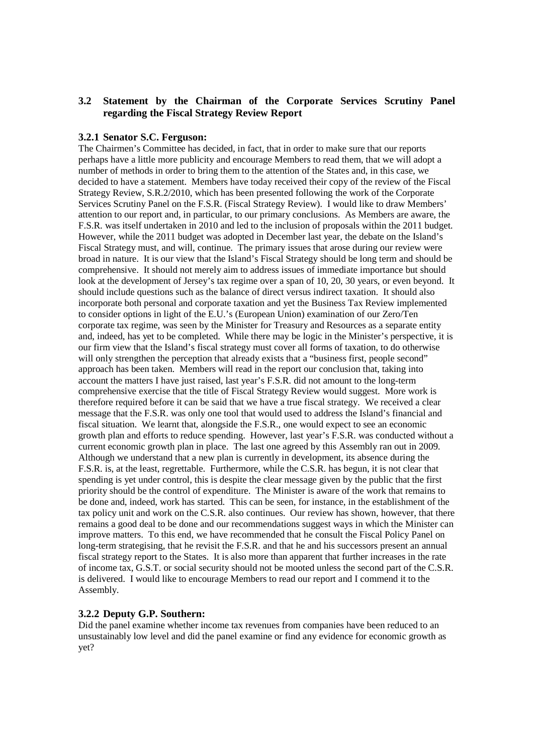## 3.2 Statement by the Chairman of the Corporate Services Scrutiny Panel regarding the Fiscal Strategy Review Report

### 3.2.1 Senator S.C. Ferguson:

The Chairmen's Committee has decided, in fact, that in order to make sure that our reports perhaps have a little more publicity and encourage Members to read them, that we will adopt a number of methods in order to bring them to the attention of the States and, in this case, we decided to have a statement. Members have today received their copy of the review of the Fiscal Strategy Review, S.R.2/2010, which has been presented following the work of the Corporate Services Scrutiny Panel on the F.S.R. (Fiscal Strategy Review). I would like to draw Members' attention to our report and, in particular, to our primary conclusions. As Members are aware, the F.S.R. was itself undertaken in 2010 and led to the inclusion of proposals within the 2011 budget. However, while the 2011 budget was adopted in December last year, the debate on the Island's Fiscal Strategy must, and will, continue. The primary issues that arose during our review were broad in nature. It is our view that the Island's Fiscal Strategy should be long term and should be comprehensive. It should not merely aim to address issues of immediate importance but should look at the development of Jersey's tax regime over a span of 10, 20, 30 years, or even beyond. It should include questions such as the balance of direct versus indirect taxation. It should also incorporate both personal and corporate taxation and yet the Business Tax Review implemented to consider options in light of the E.U.'s (European Union) examination of our Zero/Ten corporate tax regime, was seen by the Minister for Treasury and Resources as a separate entity and, indeed, has yet to be completed. While there may be logic in the Minister's perspective, it is our firm view that the Island's fiscal strategy must cover all forms of taxation, to do otherwise will only strengthen the perception that already exists that a "business first, people second" approach has been taken. Members will read in the report our conclusion that, taking into account the matters I have just raised, last year's F.S.R. did not amount to the long-term comprehensive exercise that the title of Fiscal Strategy Review would suggest. More work is therefore required before it can be said that we have a true fiscal strategy. We received a clear message that the F.S.R. was only one tool that would used to address the Island's financial and fiscal situation. We learnt that, alongside the F.S.R., one would expect to see an economic growth plan and efforts to reduce spending. However, last year's F.S.R. was conducted without a current economic growth plan in place. The last one agreed by this Assembly ran out in 2009. Although we understand that a new plan is currently in development, its absence during the F.S.R. is, at the least, regrettable. Furthermore, while the C.S.R. has begun, it is not clear that spending is yet under control, this is despite the clear message given by the public that the first priority should be the control of expenditure. The Minister is aware of the work that remains to be done and, indeed, work has started. This can be seen, for instance, in the establishment of the tax policy unit and work on the C.S.R. also continues. Our review has shown, however, that there remains a good deal to be done and our recommendations suggest ways in which the Minister can improve matters. To this end, we have recommended that he consult the Fiscal Policy Panel on long-term strategising, that he revisit the F.S.R. and that he and his successors present an annual fiscal strategy report to the States. It is also more than apparent that further increases in the rate of income tax, G.S.T. or social security should not be mooted unless the second part of the C.S.R. is delivered. I would like to encourage Members to read our report and I commend it to the Assembly.

### 3.2.2 Deputy G.P. Southern:

Did the panel examine whether income tax revenues from companies have been reduced to an unsustainably low level and did the panel examine or find any evidence for economic growth as yet?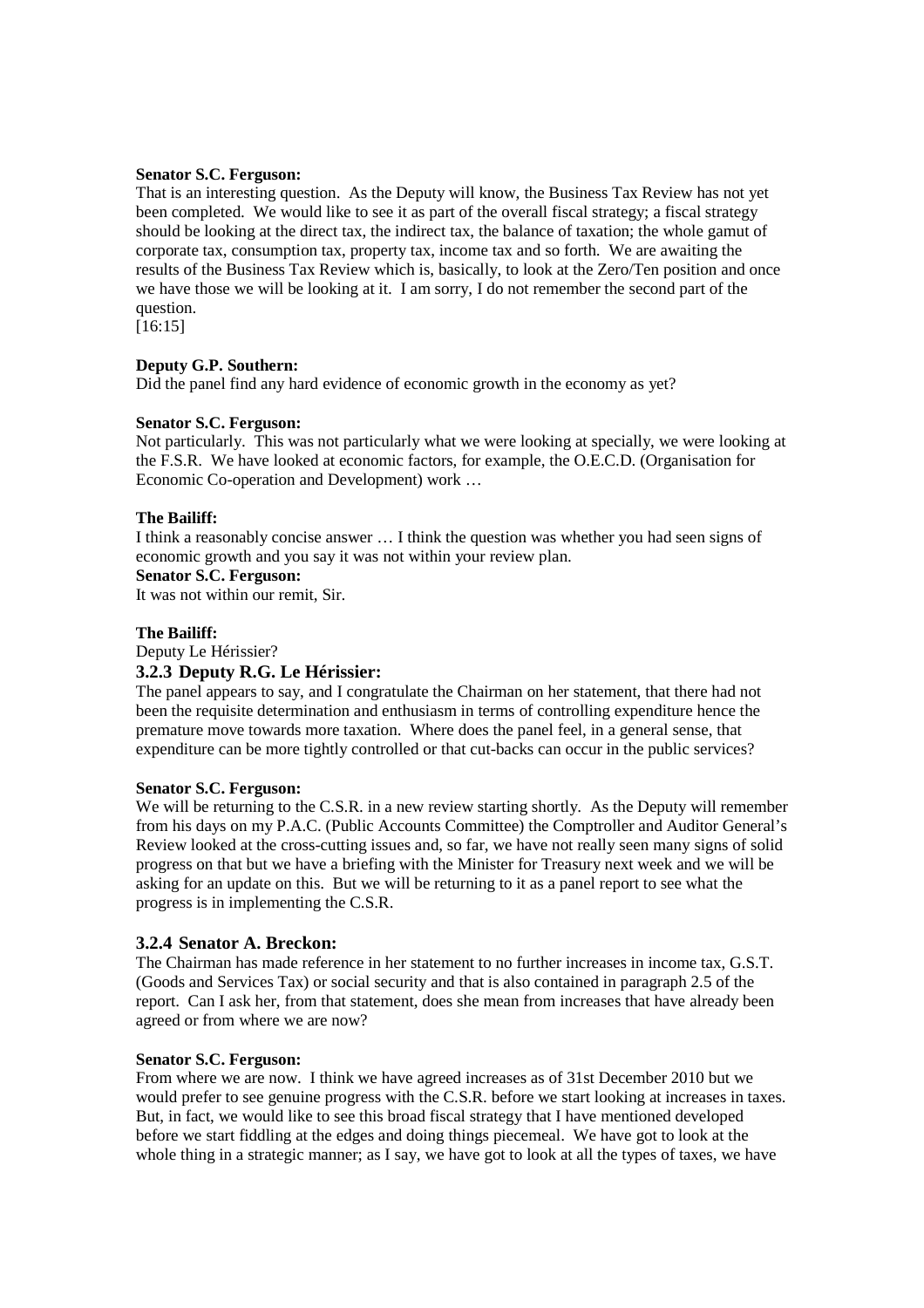**Senator S.C. Ferguson:**

That is an interesting question. As the Deputy will know, the Business Tax Review has not yet been completed. We would like to see it as part of the overall fiscal strategy; a fiscal strategy should be looking at the direct tax, the indirect tax, the balance of taxation; the whole gamut of corporate tax, consumption tax, property tax, income tax and so forth. We are awaiting the results of the Business Tax Review which is, basically, to look at the Zero/Ten position and once we have those we will be looking at it. I am sorry, I do not remember the second part of the question.

[16:15]

**Deputy G.P. Southern:**

Did the panel find any hard evidence of economic growth in the economy as yet?

**Senator S.C. Ferguson:**

Not particularly. This was not particularly what we were looking at specially, we were looking at the F.S.R. We have looked at economic factors, for example, the O.E.C.D. (Organisation for Economic Co-operation and Development) work …

**The Bailiff:**

I think a reasonably concise answer … I think the question was whether you had seen signs of economic growth and you say it was not within your review plan.

**Senator S.C. Ferguson:**

It was not within our remit, Sir.

**The Bailiff:**

Deputy Le Hérissier?

### 3.2.3 Deputy R.G. Le Hérissier:

The panel appears to say, and I congratulate the Chairman on her statement, that there had not been the requisite determination and enthusiasm in terms of controlling expenditure hence the premature move towards more taxation. Where does the panel feel, in a general sense, that expenditure can be more tightly controlled or that cut-backs can occur in the public services?

**Senator S.C. Ferguson:**

We will be returning to the C.S.R. in a new review starting shortly. As the Deputy will remember from his days on my P.A.C. (Public Accounts Committee) the Comptroller and Auditor General's Review looked at the cross-cutting issues and, so far, we have not really seen many signs of solid progress on that but we have a briefing with the Minister for Treasury next week and we will be asking for an update on this. But we will be returning to it as a panel report to see what the progress is in implementing the C.S.R.

### 3.2.4 Senator A. Breckon:

The Chairman has made reference in her statement to no further increases in income tax, G.S.T. (Goods and Services Tax) or social security and that is also contained in paragraph 2.5 of the report. Can I ask her, from that statement, does she mean from increases that have already been agreed or from where we are now?

**Senator S.C. Ferguson:**

From where we are now. I think we have agreed increases as of 31st December 2010 but we would prefer to see genuine progress with the C.S.R. before we start looking at increases in taxes. But, in fact, we would like to see this broad fiscal strategy that I have mentioned developed before we start fiddling at the edges and doing things piecemeal. We have got to look at the whole thing in a strategic manner; as I say, we have got to look at all the types of taxes, we have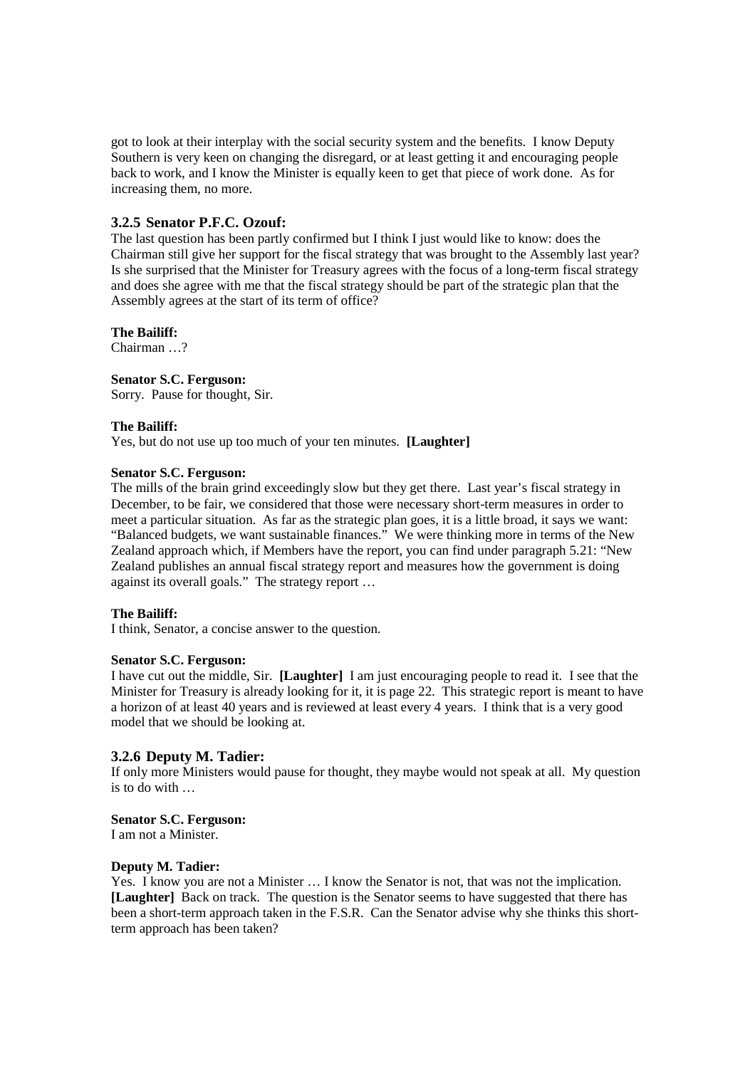got to look at their interplay with the social security system and the benefits. I know Deputy Southern is very keen on changing the disregard, or at least getting it and encouraging people back to work, and I know the Minister is equally keen to get that piece of work done. As for increasing them, no more.

### 3.2.5 Senator P.F.C. Ozouf:

The last question has been partly confirmed but I think I just would like to know: does the Chairman still give her support for the fiscal strategy that was brought to the Assembly last year? Is she surprised that the Minister for Treasury agrees with the focus of a long-term fiscal strategy and does she agree with me that the fiscal strategy should be part of the strategic plan that the Assembly agrees at the start of its term of office?

**The Bailiff:**

Chairman …?

**Senator S.C. Ferguson:**

Sorry. Pause for thought, Sir.

**The Bailiff:**

Yes, but do not use up too much of your ten minutes. **[Laughter]**

**Senator S.C. Ferguson:**

The mills of the brain grind exceedingly slow but they get there. Last year's fiscal strategy in December, to be fair, we considered that those were necessary short-term measures in order to meet a particular situation. As far as the strategic plan goes, it is a little broad, it says we want: "Balanced budgets, we want sustainable finances." We were thinking more in terms of the New Zealand approach which, if Members have the report, you can find under paragraph 5.21: "New Zealand publishes an annual fiscal strategy report and measures how the government is doing against its overall goals." The strategy report …

**The Bailiff:**

I think, Senator, a concise answer to the question.

**Senator S.C. Ferguson:**

I have cut out the middle, Sir. **[Laughter]** I am just encouraging people to read it. I see that the Minister for Treasury is already looking for it, it is page 22. This strategic report is meant to have a horizon of at least 40 years and is reviewed at least every 4 years. I think that is a very good model that we should be looking at.

### 3.2.6 Deputy M. Tadier:

If only more Ministers would pause for thought, they maybe would not speak at all. My question is to do with …

**Senator S.C. Ferguson:**

I am not a Minister.

**Deputy M. Tadier:**

Yes. I know you are not a Minister … I know the Senator is not, that was not the implication. **[Laughter]** Back on track. The question is the Senator seems to have suggested that there has been a short-term approach taken in the F.S.R. Can the Senator advise why she thinks this short-term approach has been taken?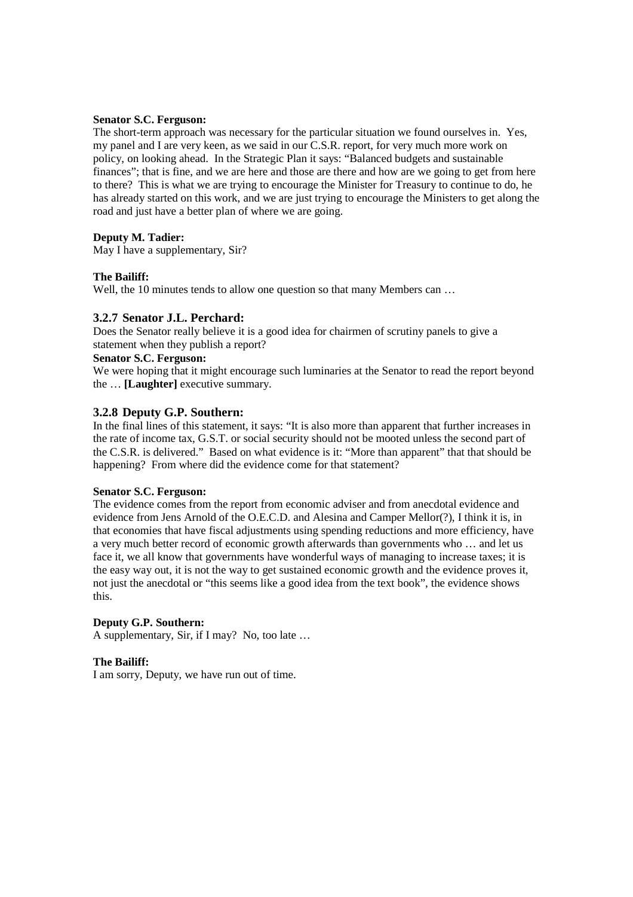**Senator S.C. Ferguson:**

The short-term approach was necessary for the particular situation we found ourselves in. Yes, my panel and I are very keen, as we said in our C.S.R. report, for very much more work on policy, on looking ahead. In the Strategic Plan it says: "Balanced budgets and sustainable finances"; that is fine, and we are here and those are there and how are we going to get from here to there? This is what we are trying to encourage the Minister for Treasury to continue to do, he has already started on this work, and we are just trying to encourage the Ministers to get along the road and just have a better plan of where we are going.

**Deputy M. Tadier:**

May I have a supplementary, Sir?

**The Bailiff:**

Well, the 10 minutes tends to allow one question so that many Members can …

### 3.2.7 Senator J.L. Perchard:

Does the Senator really believe it is a good idea for chairmen of scrutiny panels to give a statement when they publish a report?

**Senator S.C. Ferguson:**

We were hoping that it might encourage such luminaries at the Senator to read the report beyond the … **[Laughter]** executive summary.

### 3.2.8 Deputy G.P. Southern:

In the final lines of this statement, it says: "It is also more than apparent that further increases in the rate of income tax, G.S.T. or social security should not be mooted unless the second part of the C.S.R. is delivered." Based on what evidence is it: "More than apparent" that that should be happening? From where did the evidence come for that statement?

**Senator S.C. Ferguson:**

The evidence comes from the report from economic adviser and from anecdotal evidence and evidence from Jens Arnold of the O.E.C.D. and Alesina and Camper Mellor(?), I think it is, in that economies that have fiscal adjustments using spending reductions and more efficiency, have a very much better record of economic growth afterwards than governments who … and let us face it, we all know that governments have wonderful ways of managing to increase taxes; it is the easy way out, it is not the way to get sustained economic growth and the evidence proves it, not just the anecdotal or "this seems like a good idea from the text book", the evidence shows this.

**Deputy G.P. Southern:**

A supplementary, Sir, if I may? No, too late …

**The Bailiff:**

I am sorry, Deputy, we have run out of time.